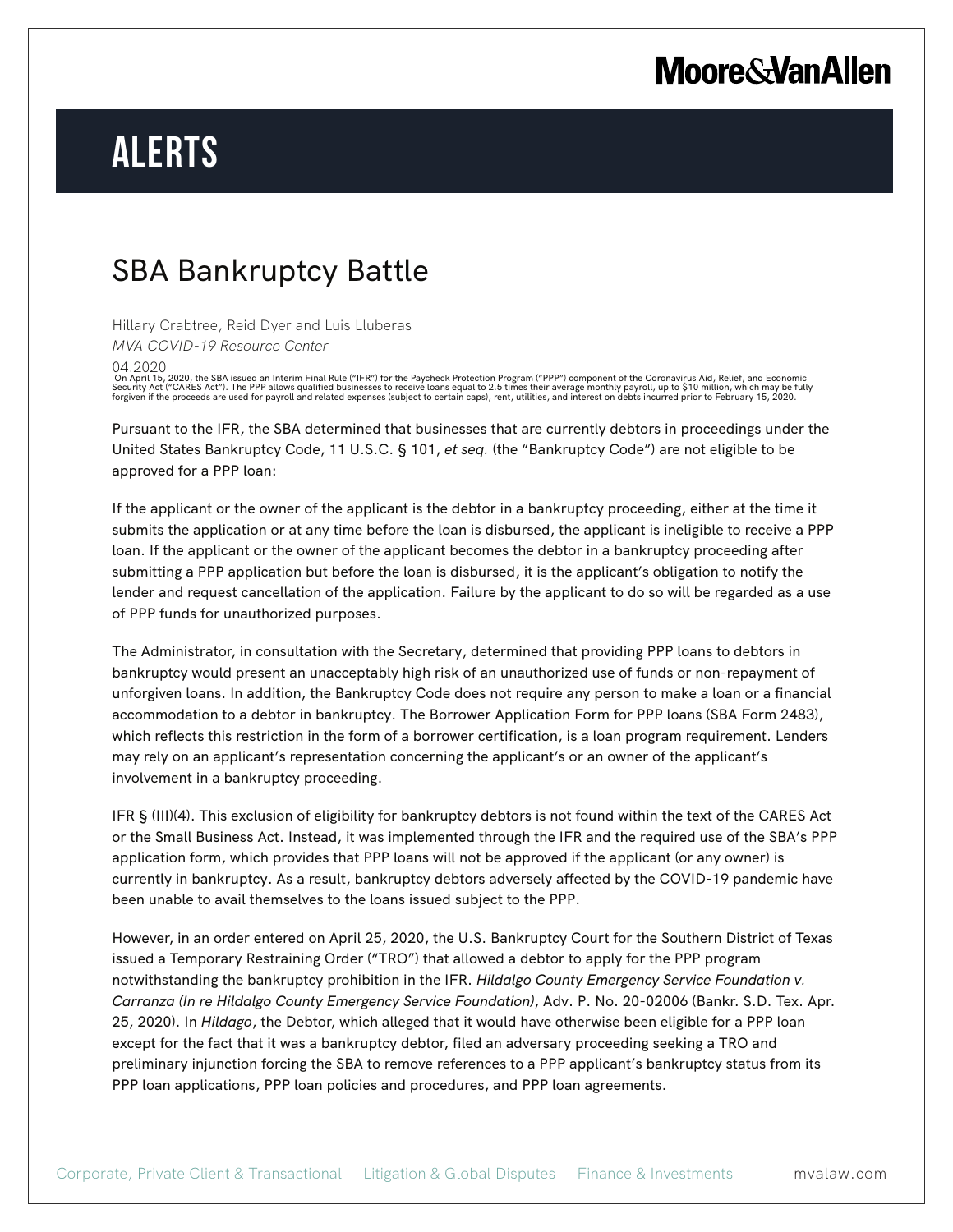# ALERTS

## SBA Bankruptcy Battle

Hillary Crabtree, Reid Dyer and Luis Lluberas

*MVA COVID-19 Resource Center*

04.2020

On April 15, 2020, the SBA issued an Interim Final Rule ("IFR") for the Paycheck Protection Program ("PPP") component of the Coronavirus Aid, Relief, and Economic Security Act ("CARES Act"). The PPP allows qualified businesses to receive loans equal to 2.5 times their average monthly payroll, up to $10 million, which may be fully forgiven if the proceeds are used for payroll and related expenses (subject to certain caps), rent, utilities, and interest on debts incurred prior to February 15, 2020.

Pursuant to the IFR, the SBA determined that businesses that are currently debtors in proceedings under the United States Bankruptcy Code, 11 U.S.C. § 101, *et seq.* (the "Bankruptcy Code") are not eligible to be approved for a PPP loan:

If the applicant or the owner of the applicant is the debtor in a bankruptcy proceeding, either at the time it submits the application or at any time before the loan is disbursed, the applicant is ineligible to receive a PPP loan. If the applicant or the owner of the applicant becomes the debtor in a bankruptcy proceeding after submitting a PPP application but before the loan is disbursed, it is the applicant's obligation to notify the lender and request cancellation of the application. Failure by the applicant to do so will be regarded as a use of PPP funds for unauthorized purposes.

The Administrator, in consultation with the Secretary, determined that providing PPP loans to debtors in bankruptcy would present an unacceptably high risk of an unauthorized use of funds or non-repayment of unforgiven loans. In addition, the Bankruptcy Code does not require any person to make a loan or a financial accommodation to a debtor in bankruptcy. The Borrower Application Form for PPP loans (SBA Form 2483), which reflects this restriction in the form of a borrower certification, is a loan program requirement. Lenders may rely on an applicant's representation concerning the applicant's or an owner of the applicant's involvement in a bankruptcy proceeding.

IFR § (III)(4). This exclusion of eligibility for bankruptcy debtors is not found within the text of the CARES Act or the Small Business Act. Instead, it was implemented through the IFR and the required use of the SBA's PPP application form, which provides that PPP loans will not be approved if the applicant (or any owner) is currently in bankruptcy. As a result, bankruptcy debtors adversely affected by the COVID-19 pandemic have been unable to avail themselves to the loans issued subject to the PPP.

However, in an order entered on April 25, 2020, the U.S. Bankruptcy Court for the Southern District of Texas issued a Temporary Restraining Order ("TRO") that allowed a debtor to apply for the PPP program notwithstanding the bankruptcy prohibition in the IFR. *Hildalgo County Emergency Service Foundation v. Carranza (In re Hildalgo County Emergency Service Foundation)*, Adv. P. No. 20-02006 (Bankr. S.D. Tex. Apr. 25, 2020). In *Hildago*, the Debtor, which alleged that it would have otherwise been eligible for a PPP loan except for the fact that it was a bankruptcy debtor, filed an adversary proceeding seeking a TRO and preliminary injunction forcing the SBA to remove references to a PPP applicant's bankruptcy status from its PPP loan applications, PPP loan policies and procedures, and PPP loan agreements.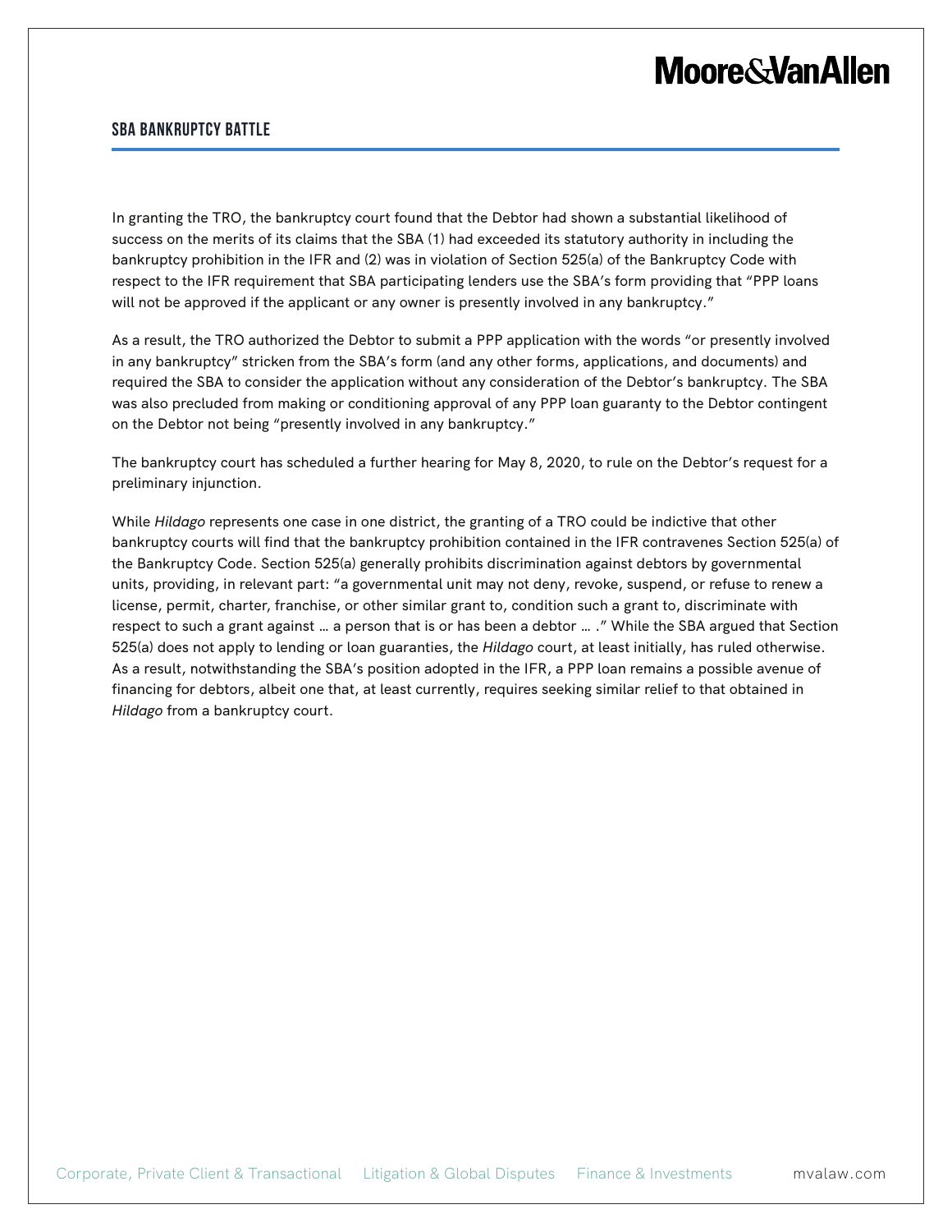In granting the TRO, the bankruptcy court found that the Debtor had shown a substantial likelihood of success on the merits of its claims that the SBA (1) had exceeded its statutory authority in including the bankruptcy prohibition in the IFR and (2) was in violation of Section 525(a) of the Bankruptcy Code with respect to the IFR requirement that SBA participating lenders use the SBA's form providing that "PPP loans will not be approved if the applicant or any owner is presently involved in any bankruptcy."

As a result, the TRO authorized the Debtor to submit a PPP application with the words "or presently involved in any bankruptcy" stricken from the SBA's form (and any other forms, applications, and documents) and required the SBA to consider the application without any consideration of the Debtor's bankruptcy. The SBA was also precluded from making or conditioning approval of any PPP loan guaranty to the Debtor contingent on the Debtor not being "presently involved in any bankruptcy."

The bankruptcy court has scheduled a further hearing for May 8, 2020, to rule on the Debtor's request for a preliminary injunction.

While *Hildago* represents one case in one district, the granting of a TRO could be indictive that other bankruptcy courts will find that the bankruptcy prohibition contained in the IFR contravenes Section 525(a) of the Bankruptcy Code. Section 525(a) generally prohibits discrimination against debtors by governmental units, providing, in relevant part: "a governmental unit may not deny, revoke, suspend, or refuse to renew a license, permit, charter, franchise, or other similar grant to, condition such a grant to, discriminate with respect to such a grant against … a person that is or has been a debtor … ." While the SBA argued that Section 525(a) does not apply to lending or loan guaranties, the *Hildago* court, at least initially, has ruled otherwise. As a result, notwithstanding the SBA's position adopted in the IFR, a PPP loan remains a possible avenue of financing for debtors, albeit one that, at least currently, requires seeking similar relief to that obtained in *Hildago* from a bankruptcy court.